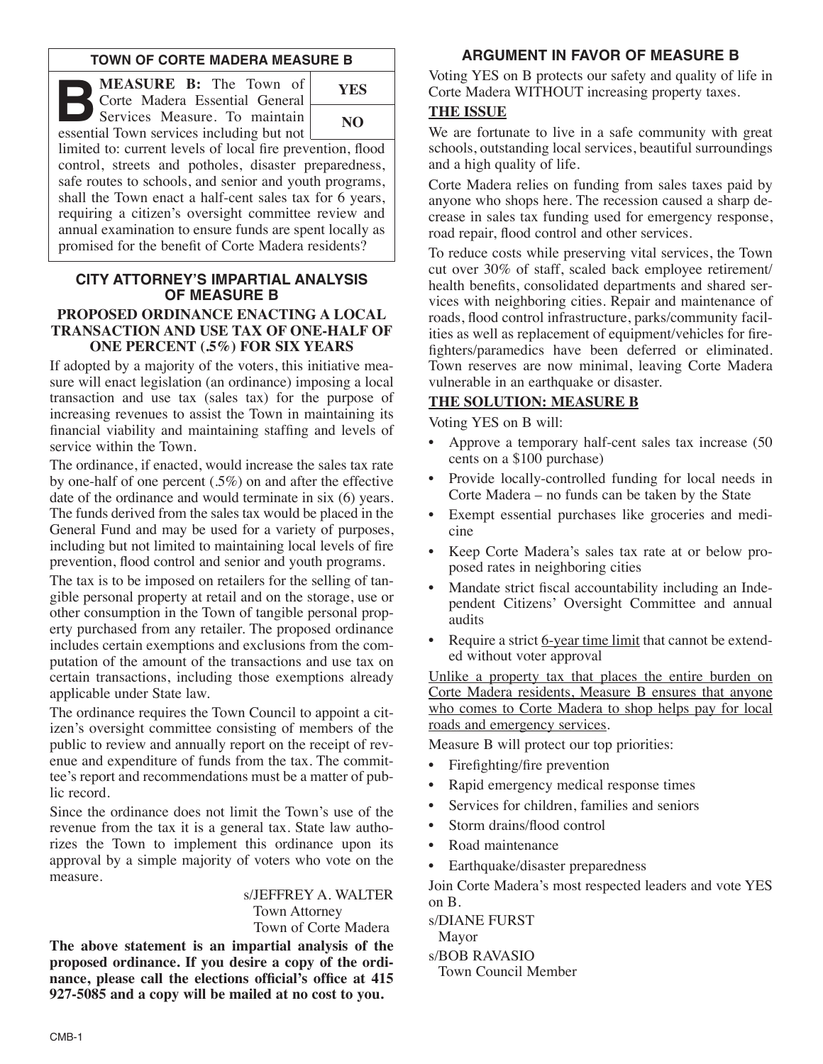## TOWN OF CORTE MADERA MEASURE B

**B MEASURE B:** The Town of Corte Madera Essential General Services Measure. To maintain essential Town services including but not limited to: current levels of local fire prevention, flood control, streets and potholes, disaster preparedness, safe routes to schools, and senior and youth programs, shall the Town enact a half-cent sales tax for 6 years, requiring a citizen's oversight committee review and annual examination to ensure funds are spent locally as promised for the benefit of Corte Madera residents?

| YES |
|---|
| NO |

## CITY ATTORNEY'S IMPARTIAL ANALYSIS OF MEASURE B

### PROPOSED ORDINANCE ENACTING A LOCAL TRANSACTION AND USE TAX OF ONE-HALF OF ONE PERCENT (.5%) FOR SIX YEARS

If adopted by a majority of the voters, this initiative measure will enact legislation (an ordinance) imposing a local transaction and use tax (sales tax) for the purpose of increasing revenues to assist the Town in maintaining its financial viability and maintaining staffing and levels of service within the Town.

The ordinance, if enacted, would increase the sales tax rate by one-half of one percent (.5%) on and after the effective date of the ordinance and would terminate in six (6) years. The funds derived from the sales tax would be placed in the General Fund and may be used for a variety of purposes, including but not limited to maintaining local levels of fire prevention, flood control and senior and youth programs.

The tax is to be imposed on retailers for the selling of tangible personal property at retail and on the storage, use or other consumption in the Town of tangible personal property purchased from any retailer. The proposed ordinance includes certain exemptions and exclusions from the computation of the amount of the transactions and use tax on certain transactions, including those exemptions already applicable under State law.

The ordinance requires the Town Council to appoint a citizen's oversight committee consisting of members of the public to review and annually report on the receipt of revenue and expenditure of funds from the tax. The committee's report and recommendations must be a matter of public record.

Since the ordinance does not limit the Town's use of the revenue from the tax it is a general tax. State law authorizes the Town to implement this ordinance upon its approval by a simple majority of voters who vote on the measure.

s/JEFFREY A. WALTER
Town Attorney
Town of Corte Madera

**The above statement is an impartial analysis of the proposed ordinance. If you desire a copy of the ordinance, please call the elections official's office at 415 927-5085 and a copy will be mailed at no cost to you.**

## ARGUMENT IN FAVOR OF MEASURE B

Voting YES on B protects our safety and quality of life in Corte Madera WITHOUT increasing property taxes.

**THE ISSUE**

We are fortunate to live in a safe community with great schools, outstanding local services, beautiful surroundings and a high quality of life.

Corte Madera relies on funding from sales taxes paid by anyone who shops here. The recession caused a sharp decrease in sales tax funding used for emergency response, road repair, flood control and other services.

To reduce costs while preserving vital services, the Town cut over 30% of staff, scaled back employee retirement/health benefits, consolidated departments and shared services with neighboring cities. Repair and maintenance of roads, flood control infrastructure, parks/community facilities as well as replacement of equipment/vehicles for firefighters/paramedics have been deferred or eliminated. Town reserves are now minimal, leaving Corte Madera vulnerable in an earthquake or disaster.

**THE SOLUTION: MEASURE B**

Voting YES on B will:

- Approve a temporary half-cent sales tax increase (50 cents on a $100 purchase)
- Provide locally-controlled funding for local needs in Corte Madera – no funds can be taken by the State
- Exempt essential purchases like groceries and medicine
- Keep Corte Madera's sales tax rate at or below proposed rates in neighboring cities
- Mandate strict fiscal accountability including an Independent Citizens' Oversight Committee and annual audits
- Require a strict 6-year time limit that cannot be extended without voter approval

Unlike a property tax that places the entire burden on Corte Madera residents, Measure B ensures that anyone who comes to Corte Madera to shop helps pay for local roads and emergency services.

Measure B will protect our top priorities:

- Firefighting/fire prevention
- Rapid emergency medical response times
- Services for children, families and seniors
- Storm drains/flood control
- Road maintenance
- Earthquake/disaster preparedness

Join Corte Madera's most respected leaders and vote YES on B.

s/DIANE FURST
Mayor

s/BOB RAVASIO
Town Council Member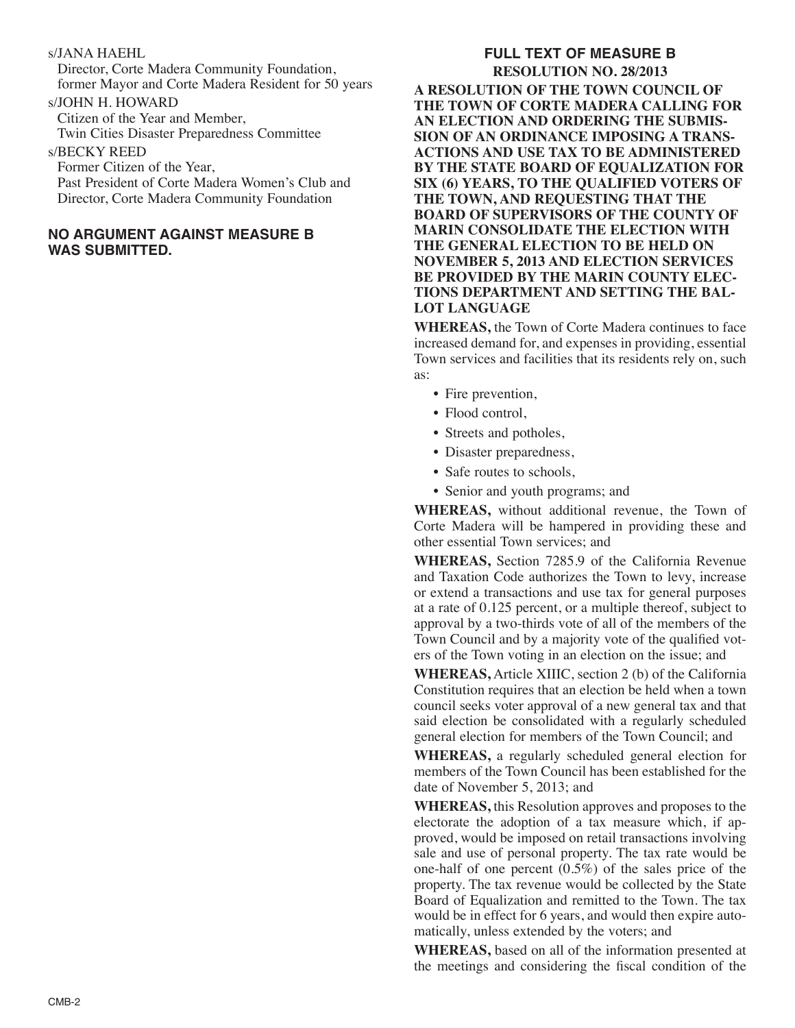s/JANA HAEHL
Director, Corte Madera Community Foundation, former Mayor and Corte Madera Resident for 50 years

s/JOHN H. HOWARD
Citizen of the Year and Member, Twin Cities Disaster Preparedness Committee

s/BECKY REED
Former Citizen of the Year, Past President of Corte Madera Women's Club and Director, Corte Madera Community Foundation

**NO ARGUMENT AGAINST MEASURE B WAS SUBMITTED.**

## FULL TEXT OF MEASURE B

### RESOLUTION NO. 28/2013

**A RESOLUTION OF THE TOWN COUNCIL OF THE TOWN OF CORTE MADERA CALLING FOR AN ELECTION AND ORDERING THE SUBMISSION OF AN ORDINANCE IMPOSING A TRANSACTIONS AND USE TAX TO BE ADMINISTERED BY THE STATE BOARD OF EQUALIZATION FOR SIX (6) YEARS, TO THE QUALIFIED VOTERS OF THE TOWN, AND REQUESTING THAT THE BOARD OF SUPERVISORS OF THE COUNTY OF MARIN CONSOLIDATE THE ELECTION WITH THE GENERAL ELECTION TO BE HELD ON NOVEMBER 5, 2013 AND ELECTION SERVICES BE PROVIDED BY THE MARIN COUNTY ELECTIONS DEPARTMENT AND SETTING THE BALLOT LANGUAGE**

**WHEREAS,** the Town of Corte Madera continues to face increased demand for, and expenses in providing, essential Town services and facilities that its residents rely on, such as:

- Fire prevention,
- Flood control,
- Streets and potholes,
- Disaster preparedness,
- Safe routes to schools,
- Senior and youth programs; and

**WHEREAS,** without additional revenue, the Town of Corte Madera will be hampered in providing these and other essential Town services; and

**WHEREAS,** Section 7285.9 of the California Revenue and Taxation Code authorizes the Town to levy, increase or extend a transactions and use tax for general purposes at a rate of 0.125 percent, or a multiple thereof, subject to approval by a two-thirds vote of all of the members of the Town Council and by a majority vote of the qualified voters of the Town voting in an election on the issue; and

**WHEREAS,** Article XIIIC, section 2 (b) of the California Constitution requires that an election be held when a town council seeks voter approval of a new general tax and that said election be consolidated with a regularly scheduled general election for members of the Town Council; and

**WHEREAS,** a regularly scheduled general election for members of the Town Council has been established for the date of November 5, 2013; and

**WHEREAS,** this Resolution approves and proposes to the electorate the adoption of a tax measure which, if approved, would be imposed on retail transactions involving sale and use of personal property. The tax rate would be one-half of one percent (0.5%) of the sales price of the property. The tax revenue would be collected by the State Board of Equalization and remitted to the Town. The tax would be in effect for 6 years, and would then expire automatically, unless extended by the voters; and

**WHEREAS,** based on all of the information presented at the meetings and considering the fiscal condition of the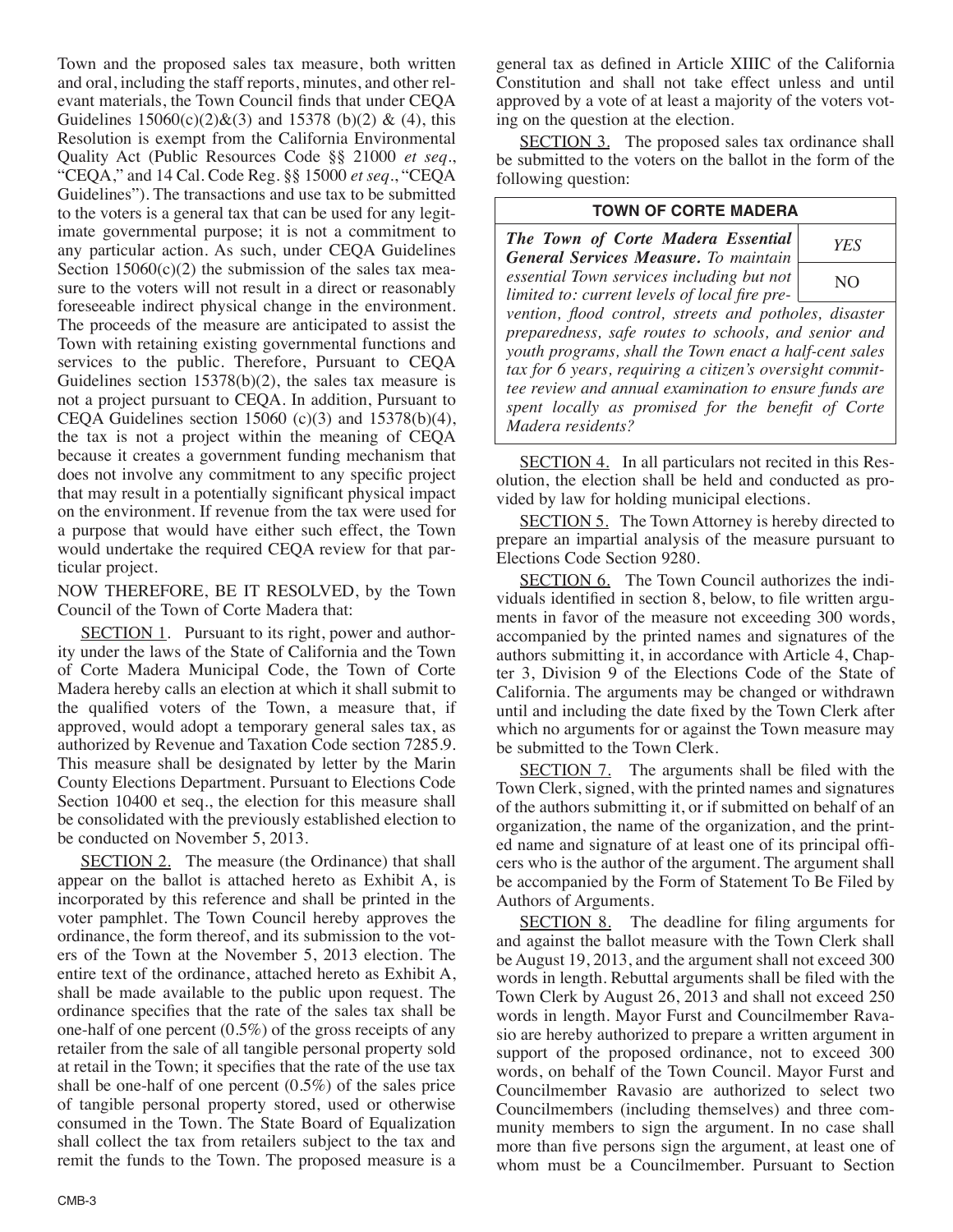Town and the proposed sales tax measure, both written and oral, including the staff reports, minutes, and other relevant materials, the Town Council finds that under CEQA Guidelines 15060(c)(2)&(3) and 15378 (b)(2) & (4), this Resolution is exempt from the California Environmental Quality Act (Public Resources Code §§ 21000 *et seq*., "CEQA," and 14 Cal. Code Reg. §§ 15000 *et seq*., "CEQA Guidelines"). The transactions and use tax to be submitted to the voters is a general tax that can be used for any legitimate governmental purpose; it is not a commitment to any particular action. As such, under CEQA Guidelines Section 15060(c)(2) the submission of the sales tax measure to the voters will not result in a direct or reasonably foreseeable indirect physical change in the environment. The proceeds of the measure are anticipated to assist the Town with retaining existing governmental functions and services to the public. Therefore, Pursuant to CEQA Guidelines section 15378(b)(2), the sales tax measure is not a project pursuant to CEQA. In addition, Pursuant to CEQA Guidelines section 15060 (c)(3) and 15378(b)(4), the tax is not a project within the meaning of CEQA because it creates a government funding mechanism that does not involve any commitment to any specific project that may result in a potentially significant physical impact on the environment. If revenue from the tax were used for a purpose that would have either such effect, the Town would undertake the required CEQA review for that particular project.

NOW THEREFORE, BE IT RESOLVED, by the Town Council of the Town of Corte Madera that:

SECTION 1. Pursuant to its right, power and authority under the laws of the State of California and the Town of Corte Madera Municipal Code, the Town of Corte Madera hereby calls an election at which it shall submit to the qualified voters of the Town, a measure that, if approved, would adopt a temporary general sales tax, as authorized by Revenue and Taxation Code section 7285.9. This measure shall be designated by letter by the Marin County Elections Department. Pursuant to Elections Code Section 10400 et seq., the election for this measure shall be consolidated with the previously established election to be conducted on November 5, 2013.

SECTION 2. The measure (the Ordinance) that shall appear on the ballot is attached hereto as Exhibit A, is incorporated by this reference and shall be printed in the voter pamphlet. The Town Council hereby approves the ordinance, the form thereof, and its submission to the voters of the Town at the November 5, 2013 election. The entire text of the ordinance, attached hereto as Exhibit A, shall be made available to the public upon request. The ordinance specifies that the rate of the sales tax shall be one-half of one percent (0.5%) of the gross receipts of any retailer from the sale of all tangible personal property sold at retail in the Town; it specifies that the rate of the use tax shall be one-half of one percent (0.5%) of the sales price of tangible personal property stored, used or otherwise consumed in the Town. The State Board of Equalization shall collect the tax from retailers subject to the tax and remit the funds to the Town. The proposed measure is a general tax as defined in Article XIIIC of the California Constitution and shall not take effect unless and until approved by a vote of at least a majority of the voters voting on the question at the election.

SECTION 3. The proposed sales tax ordinance shall be submitted to the voters on the ballot in the form of the following question:

| TOWN OF CORTE MADERA | |
|---|---|
| ***The Town of Corte Madera Essential General Services Measure.*** *To maintain essential Town services including but not limited to: current levels of local fire prevention, flood control, streets and potholes, disaster preparedness, safe routes to schools, and senior and youth programs, shall the Town enact a half-cent sales tax for 6 years, requiring a citizen's oversight committee review and annual examination to ensure funds are spent locally as promised for the benefit of Corte Madera residents?* | *YES* / NO |

SECTION 4. In all particulars not recited in this Resolution, the election shall be held and conducted as provided by law for holding municipal elections.

SECTION 5. The Town Attorney is hereby directed to prepare an impartial analysis of the measure pursuant to Elections Code Section 9280.

SECTION 6. The Town Council authorizes the individuals identified in section 8, below, to file written arguments in favor of the measure not exceeding 300 words, accompanied by the printed names and signatures of the authors submitting it, in accordance with Article 4, Chapter 3, Division 9 of the Elections Code of the State of California. The arguments may be changed or withdrawn until and including the date fixed by the Town Clerk after which no arguments for or against the Town measure may be submitted to the Town Clerk.

SECTION 7. The arguments shall be filed with the Town Clerk, signed, with the printed names and signatures of the authors submitting it, or if submitted on behalf of an organization, the name of the organization, and the printed name and signature of at least one of its principal officers who is the author of the argument. The argument shall be accompanied by the Form of Statement To Be Filed by Authors of Arguments.

SECTION 8. The deadline for filing arguments for and against the ballot measure with the Town Clerk shall be August 19, 2013, and the argument shall not exceed 300 words in length. Rebuttal arguments shall be filed with the Town Clerk by August 26, 2013 and shall not exceed 250 words in length. Mayor Furst and Councilmember Ravasio are hereby authorized to prepare a written argument in support of the proposed ordinance, not to exceed 300 words, on behalf of the Town Council. Mayor Furst and Councilmember Ravasio are authorized to select two Councilmembers (including themselves) and three community members to sign the argument. In no case shall more than five persons sign the argument, at least one of whom must be a Councilmember. Pursuant to Section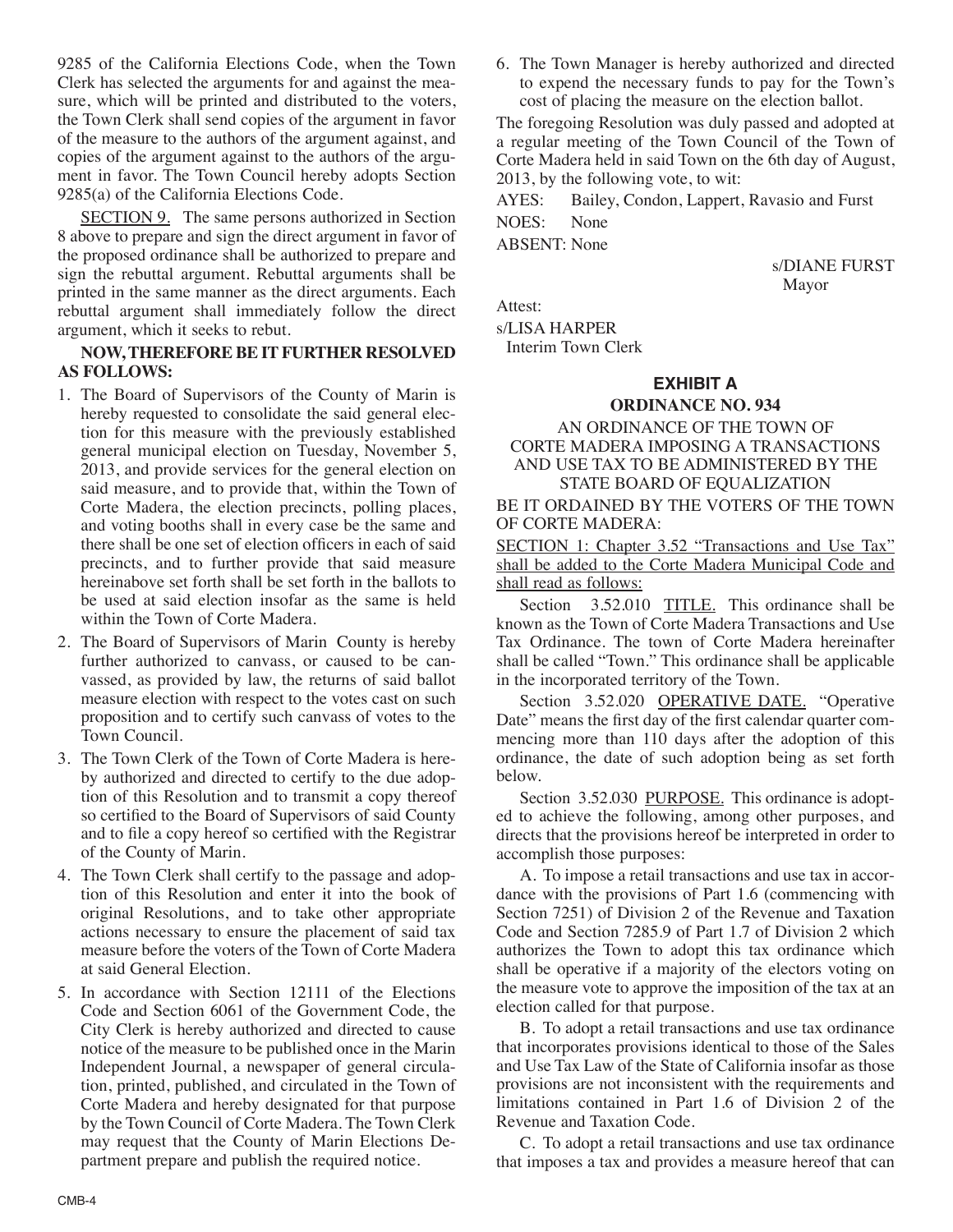9285 of the California Elections Code, when the Town Clerk has selected the arguments for and against the measure, which will be printed and distributed to the voters, the Town Clerk shall send copies of the argument in favor of the measure to the authors of the argument against, and copies of the argument against to the authors of the argument in favor. The Town Council hereby adopts Section 9285(a) of the California Elections Code.

SECTION 9. The same persons authorized in Section 8 above to prepare and sign the direct argument in favor of the proposed ordinance shall be authorized to prepare and sign the rebuttal argument. Rebuttal arguments shall be printed in the same manner as the direct arguments. Each rebuttal argument shall immediately follow the direct argument, which it seeks to rebut.

**NOW, THEREFORE BE IT FURTHER RESOLVED AS FOLLOWS:**

1. The Board of Supervisors of the County of Marin is hereby requested to consolidate the said general election for this measure with the previously established general municipal election on Tuesday, November 5, 2013, and provide services for the general election on said measure, and to provide that, within the Town of Corte Madera, the election precincts, polling places, and voting booths shall in every case be the same and there shall be one set of election officers in each of said precincts, and to further provide that said measure hereinabove set forth shall be set forth in the ballots to be used at said election insofar as the same is held within the Town of Corte Madera.
2. The Board of Supervisors of Marin County is hereby further authorized to canvass, or caused to be canvassed, as provided by law, the returns of said ballot measure election with respect to the votes cast on such proposition and to certify such canvass of votes to the Town Council.
3. The Town Clerk of the Town of Corte Madera is hereby authorized and directed to certify to the due adoption of this Resolution and to transmit a copy thereof so certified to the Board of Supervisors of said County and to file a copy hereof so certified with the Registrar of the County of Marin.
4. The Town Clerk shall certify to the passage and adoption of this Resolution and enter it into the book of original Resolutions, and to take other appropriate actions necessary to ensure the placement of said tax measure before the voters of the Town of Corte Madera at said General Election.
5. In accordance with Section 12111 of the Elections Code and Section 6061 of the Government Code, the City Clerk is hereby authorized and directed to cause notice of the measure to be published once in the Marin Independent Journal, a newspaper of general circulation, printed, published, and circulated in the Town of Corte Madera and hereby designated for that purpose by the Town Council of Corte Madera. The Town Clerk may request that the County of Marin Elections Department prepare and publish the required notice.
6. The Town Manager is hereby authorized and directed to expend the necessary funds to pay for the Town's cost of placing the measure on the election ballot.

The foregoing Resolution was duly passed and adopted at a regular meeting of the Town Council of the Town of Corte Madera held in said Town on the 6th day of August, 2013, by the following vote, to wit:

AYES: Bailey, Condon, Lappert, Ravasio and Furst

NOES: None

ABSENT: None

s/DIANE FURST
Mayor

Attest:

s/LISA HARPER
Interim Town Clerk

## EXHIBIT A

### ORDINANCE NO. 934

AN ORDINANCE OF THE TOWN OF CORTE MADERA IMPOSING A TRANSACTIONS AND USE TAX TO BE ADMINISTERED BY THE STATE BOARD OF EQUALIZATION

BE IT ORDAINED BY THE VOTERS OF THE TOWN OF CORTE MADERA:

SECTION 1: Chapter 3.52 "Transactions and Use Tax" shall be added to the Corte Madera Municipal Code and shall read as follows:

Section 3.52.010 TITLE. This ordinance shall be known as the Town of Corte Madera Transactions and Use Tax Ordinance. The town of Corte Madera hereinafter shall be called "Town." This ordinance shall be applicable in the incorporated territory of the Town.

Section 3.52.020 OPERATIVE DATE. "Operative Date" means the first day of the first calendar quarter commencing more than 110 days after the adoption of this ordinance, the date of such adoption being as set forth below.

Section 3.52.030 PURPOSE. This ordinance is adopted to achieve the following, among other purposes, and directs that the provisions hereof be interpreted in order to accomplish those purposes:

A. To impose a retail transactions and use tax in accordance with the provisions of Part 1.6 (commencing with Section 7251) of Division 2 of the Revenue and Taxation Code and Section 7285.9 of Part 1.7 of Division 2 which authorizes the Town to adopt this tax ordinance which shall be operative if a majority of the electors voting on the measure vote to approve the imposition of the tax at an election called for that purpose.

B. To adopt a retail transactions and use tax ordinance that incorporates provisions identical to those of the Sales and Use Tax Law of the State of California insofar as those provisions are not inconsistent with the requirements and limitations contained in Part 1.6 of Division 2 of the Revenue and Taxation Code.

C. To adopt a retail transactions and use tax ordinance that imposes a tax and provides a measure hereof that can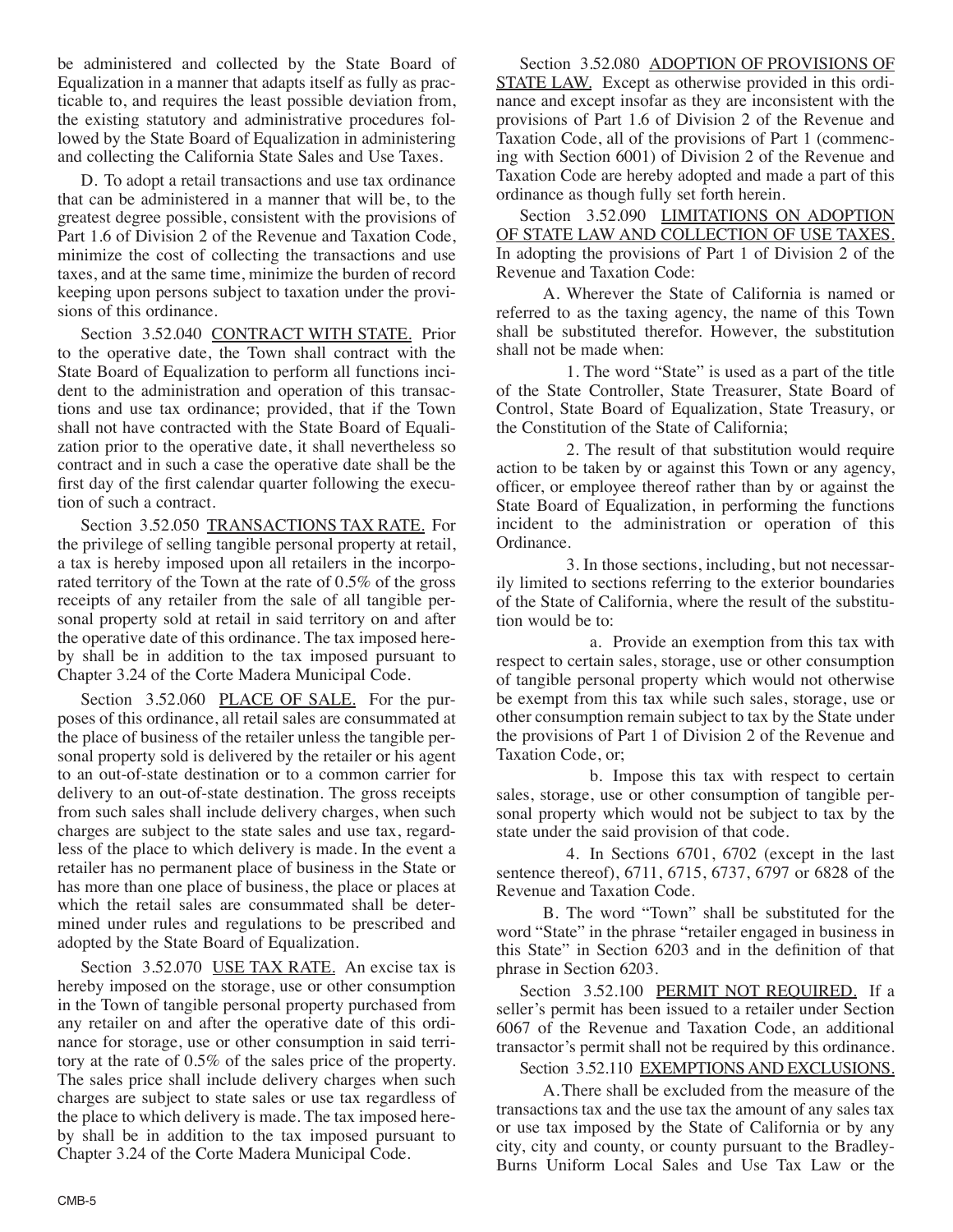be administered and collected by the State Board of Equalization in a manner that adapts itself as fully as practicable to, and requires the least possible deviation from, the existing statutory and administrative procedures followed by the State Board of Equalization in administering and collecting the California State Sales and Use Taxes.

D. To adopt a retail transactions and use tax ordinance that can be administered in a manner that will be, to the greatest degree possible, consistent with the provisions of Part 1.6 of Division 2 of the Revenue and Taxation Code, minimize the cost of collecting the transactions and use taxes, and at the same time, minimize the burden of record keeping upon persons subject to taxation under the provisions of this ordinance.

Section 3.52.040 CONTRACT WITH STATE. Prior to the operative date, the Town shall contract with the State Board of Equalization to perform all functions incident to the administration and operation of this transactions and use tax ordinance; provided, that if the Town shall not have contracted with the State Board of Equalization prior to the operative date, it shall nevertheless so contract and in such a case the operative date shall be the first day of the first calendar quarter following the execution of such a contract.

Section 3.52.050 TRANSACTIONS TAX RATE. For the privilege of selling tangible personal property at retail, a tax is hereby imposed upon all retailers in the incorporated territory of the Town at the rate of 0.5% of the gross receipts of any retailer from the sale of all tangible personal property sold at retail in said territory on and after the operative date of this ordinance. The tax imposed hereby shall be in addition to the tax imposed pursuant to Chapter 3.24 of the Corte Madera Municipal Code.

Section 3.52.060 PLACE OF SALE. For the purposes of this ordinance, all retail sales are consummated at the place of business of the retailer unless the tangible personal property sold is delivered by the retailer or his agent to an out-of-state destination or to a common carrier for delivery to an out-of-state destination. The gross receipts from such sales shall include delivery charges, when such charges are subject to the state sales and use tax, regardless of the place to which delivery is made. In the event a retailer has no permanent place of business in the State or has more than one place of business, the place or places at which the retail sales are consummated shall be determined under rules and regulations to be prescribed and adopted by the State Board of Equalization.

Section 3.52.070 USE TAX RATE. An excise tax is hereby imposed on the storage, use or other consumption in the Town of tangible personal property purchased from any retailer on and after the operative date of this ordinance for storage, use or other consumption in said territory at the rate of 0.5% of the sales price of the property. The sales price shall include delivery charges when such charges are subject to state sales or use tax regardless of the place to which delivery is made. The tax imposed hereby shall be in addition to the tax imposed pursuant to Chapter 3.24 of the Corte Madera Municipal Code.

Section 3.52.080 ADOPTION OF PROVISIONS OF STATE LAW. Except as otherwise provided in this ordinance and except insofar as they are inconsistent with the provisions of Part 1.6 of Division 2 of the Revenue and Taxation Code, all of the provisions of Part 1 (commencing with Section 6001) of Division 2 of the Revenue and Taxation Code are hereby adopted and made a part of this ordinance as though fully set forth herein.

Section 3.52.090 LIMITATIONS ON ADOPTION OF STATE LAW AND COLLECTION OF USE TAXES. In adopting the provisions of Part 1 of Division 2 of the Revenue and Taxation Code:

A. Wherever the State of California is named or referred to as the taxing agency, the name of this Town shall be substituted therefor. However, the substitution shall not be made when:

1. The word "State" is used as a part of the title of the State Controller, State Treasurer, State Board of Control, State Board of Equalization, State Treasury, or the Constitution of the State of California;

2. The result of that substitution would require action to be taken by or against this Town or any agency, officer, or employee thereof rather than by or against the State Board of Equalization, in performing the functions incident to the administration or operation of this Ordinance.

3. In those sections, including, but not necessarily limited to sections referring to the exterior boundaries of the State of California, where the result of the substitution would be to:

a. Provide an exemption from this tax with respect to certain sales, storage, use or other consumption of tangible personal property which would not otherwise be exempt from this tax while such sales, storage, use or other consumption remain subject to tax by the State under the provisions of Part 1 of Division 2 of the Revenue and Taxation Code, or;

b. Impose this tax with respect to certain sales, storage, use or other consumption of tangible personal property which would not be subject to tax by the state under the said provision of that code.

4. In Sections 6701, 6702 (except in the last sentence thereof), 6711, 6715, 6737, 6797 or 6828 of the Revenue and Taxation Code.

B. The word "Town" shall be substituted for the word "State" in the phrase "retailer engaged in business in this State" in Section 6203 and in the definition of that phrase in Section 6203.

Section 3.52.100 PERMIT NOT REQUIRED. If a seller's permit has been issued to a retailer under Section 6067 of the Revenue and Taxation Code, an additional transactor's permit shall not be required by this ordinance.

Section 3.52.110 EXEMPTIONS AND EXCLUSIONS.

A. There shall be excluded from the measure of the transactions tax and the use tax the amount of any sales tax or use tax imposed by the State of California or by any city, city and county, or county pursuant to the Bradley-Burns Uniform Local Sales and Use Tax Law or the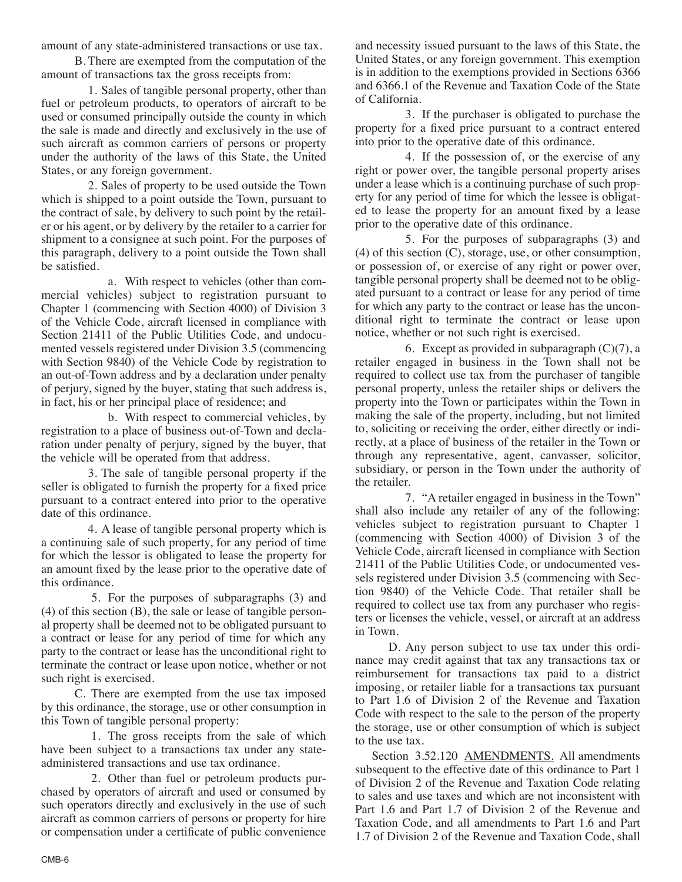amount of any state-administered transactions or use tax.

B. There are exempted from the computation of the amount of transactions tax the gross receipts from:

1. Sales of tangible personal property, other than fuel or petroleum products, to operators of aircraft to be used or consumed principally outside the county in which the sale is made and directly and exclusively in the use of such aircraft as common carriers of persons or property under the authority of the laws of this State, the United States, or any foreign government.

2. Sales of property to be used outside the Town which is shipped to a point outside the Town, pursuant to the contract of sale, by delivery to such point by the retailer or his agent, or by delivery by the retailer to a carrier for shipment to a consignee at such point. For the purposes of this paragraph, delivery to a point outside the Town shall be satisfied.

a. With respect to vehicles (other than commercial vehicles) subject to registration pursuant to Chapter 1 (commencing with Section 4000) of Division 3 of the Vehicle Code, aircraft licensed in compliance with Section 21411 of the Public Utilities Code, and undocumented vessels registered under Division 3.5 (commencing with Section 9840) of the Vehicle Code by registration to an out-of-Town address and by a declaration under penalty of perjury, signed by the buyer, stating that such address is, in fact, his or her principal place of residence; and

b. With respect to commercial vehicles, by registration to a place of business out-of-Town and declaration under penalty of perjury, signed by the buyer, that the vehicle will be operated from that address.

3. The sale of tangible personal property if the seller is obligated to furnish the property for a fixed price pursuant to a contract entered into prior to the operative date of this ordinance.

4. A lease of tangible personal property which is a continuing sale of such property, for any period of time for which the lessor is obligated to lease the property for an amount fixed by the lease prior to the operative date of this ordinance.

5. For the purposes of subparagraphs (3) and (4) of this section (B), the sale or lease of tangible personal property shall be deemed not to be obligated pursuant to a contract or lease for any period of time for which any party to the contract or lease has the unconditional right to terminate the contract or lease upon notice, whether or not such right is exercised.

C. There are exempted from the use tax imposed by this ordinance, the storage, use or other consumption in this Town of tangible personal property:

1. The gross receipts from the sale of which have been subject to a transactions tax under any state-administered transactions and use tax ordinance.

2. Other than fuel or petroleum products purchased by operators of aircraft and used or consumed by such operators directly and exclusively in the use of such aircraft as common carriers of persons or property for hire or compensation under a certificate of public convenience and necessity issued pursuant to the laws of this State, the United States, or any foreign government. This exemption is in addition to the exemptions provided in Sections 6366 and 6366.1 of the Revenue and Taxation Code of the State of California.

3. If the purchaser is obligated to purchase the property for a fixed price pursuant to a contract entered into prior to the operative date of this ordinance.

4. If the possession of, or the exercise of any right or power over, the tangible personal property arises under a lease which is a continuing purchase of such property for any period of time for which the lessee is obligated to lease the property for an amount fixed by a lease prior to the operative date of this ordinance.

5. For the purposes of subparagraphs (3) and (4) of this section (C), storage, use, or other consumption, or possession of, or exercise of any right or power over, tangible personal property shall be deemed not to be obligated pursuant to a contract or lease for any period of time for which any party to the contract or lease has the unconditional right to terminate the contract or lease upon notice, whether or not such right is exercised.

6. Except as provided in subparagraph (C)(7), a retailer engaged in business in the Town shall not be required to collect use tax from the purchaser of tangible personal property, unless the retailer ships or delivers the property into the Town or participates within the Town in making the sale of the property, including, but not limited to, soliciting or receiving the order, either directly or indirectly, at a place of business of the retailer in the Town or through any representative, agent, canvasser, solicitor, subsidiary, or person in the Town under the authority of the retailer.

7. "A retailer engaged in business in the Town" shall also include any retailer of any of the following: vehicles subject to registration pursuant to Chapter 1 (commencing with Section 4000) of Division 3 of the Vehicle Code, aircraft licensed in compliance with Section 21411 of the Public Utilities Code, or undocumented vessels registered under Division 3.5 (commencing with Section 9840) of the Vehicle Code. That retailer shall be required to collect use tax from any purchaser who registers or licenses the vehicle, vessel, or aircraft at an address in Town.

D. Any person subject to use tax under this ordinance may credit against that tax any transactions tax or reimbursement for transactions tax paid to a district imposing, or retailer liable for a transactions tax pursuant to Part 1.6 of Division 2 of the Revenue and Taxation Code with respect to the sale to the person of the property the storage, use or other consumption of which is subject to the use tax.

Section 3.52.120 AMENDMENTS. All amendments subsequent to the effective date of this ordinance to Part 1 of Division 2 of the Revenue and Taxation Code relating to sales and use taxes and which are not inconsistent with Part 1.6 and Part 1.7 of Division 2 of the Revenue and Taxation Code, and all amendments to Part 1.6 and Part 1.7 of Division 2 of the Revenue and Taxation Code, shall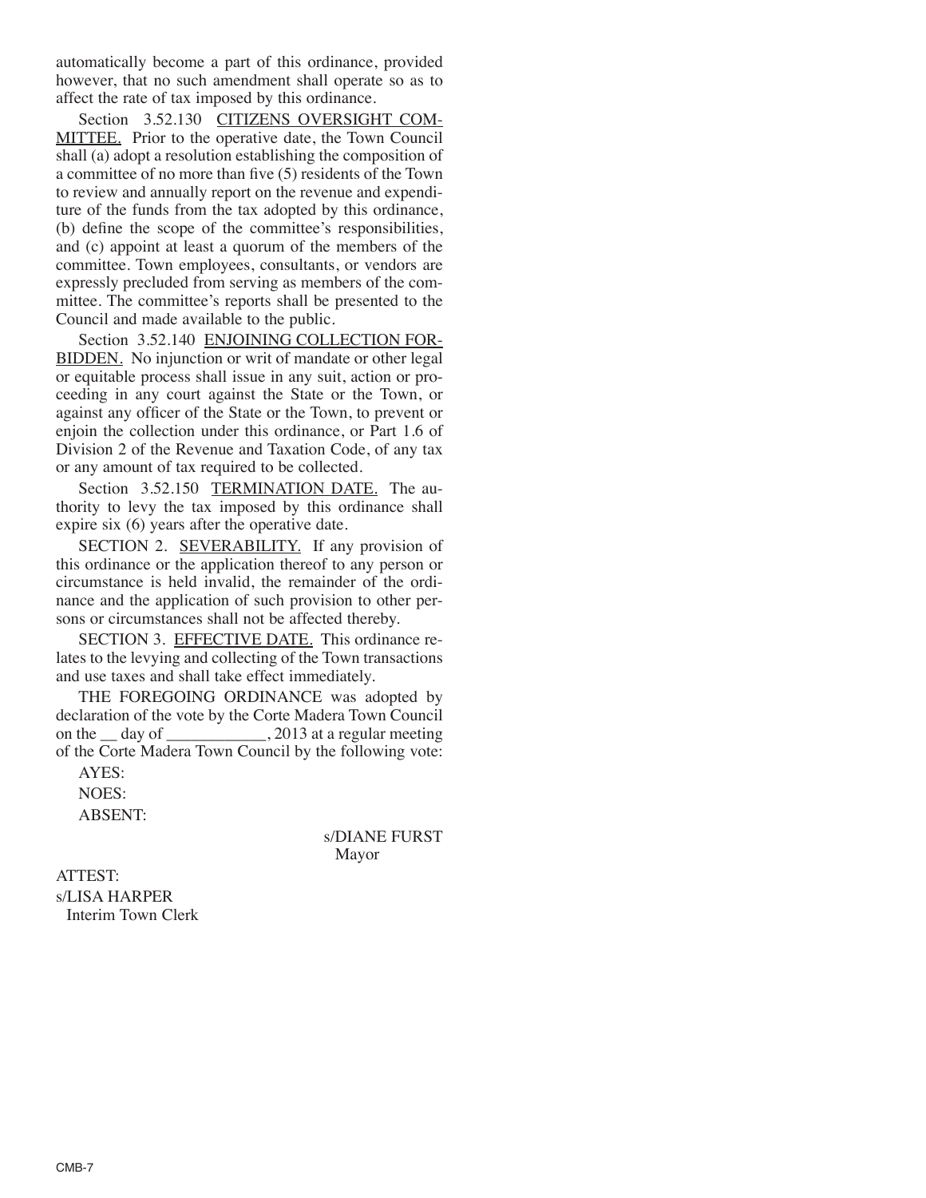automatically become a part of this ordinance, provided however, that no such amendment shall operate so as to affect the rate of tax imposed by this ordinance.

Section 3.52.130 CITIZENS OVERSIGHT COMMITTEE. Prior to the operative date, the Town Council shall (a) adopt a resolution establishing the composition of a committee of no more than five (5) residents of the Town to review and annually report on the revenue and expenditure of the funds from the tax adopted by this ordinance, (b) define the scope of the committee's responsibilities, and (c) appoint at least a quorum of the members of the committee. Town employees, consultants, or vendors are expressly precluded from serving as members of the committee. The committee's reports shall be presented to the Council and made available to the public.

Section 3.52.140 ENJOINING COLLECTION FORBIDDEN. No injunction or writ of mandate or other legal or equitable process shall issue in any suit, action or proceeding in any court against the State or the Town, or against any officer of the State or the Town, to prevent or enjoin the collection under this ordinance, or Part 1.6 of Division 2 of the Revenue and Taxation Code, of any tax or any amount of tax required to be collected.

Section 3.52.150 TERMINATION DATE. The authority to levy the tax imposed by this ordinance shall expire six (6) years after the operative date.

SECTION 2. SEVERABILITY. If any provision of this ordinance or the application thereof to any person or circumstance is held invalid, the remainder of the ordinance and the application of such provision to other persons or circumstances shall not be affected thereby.

SECTION 3. EFFECTIVE DATE. This ordinance relates to the levying and collecting of the Town transactions and use taxes and shall take effect immediately.

THE FOREGOING ORDINANCE was adopted by declaration of the vote by the Corte Madera Town Council on the __ day of ____________, 2013 at a regular meeting of the Corte Madera Town Council by the following vote:

AYES:

NOES:

ABSENT:

s/DIANE FURST
Mayor

ATTEST:

s/LISA HARPER
Interim Town Clerk

CMB-7